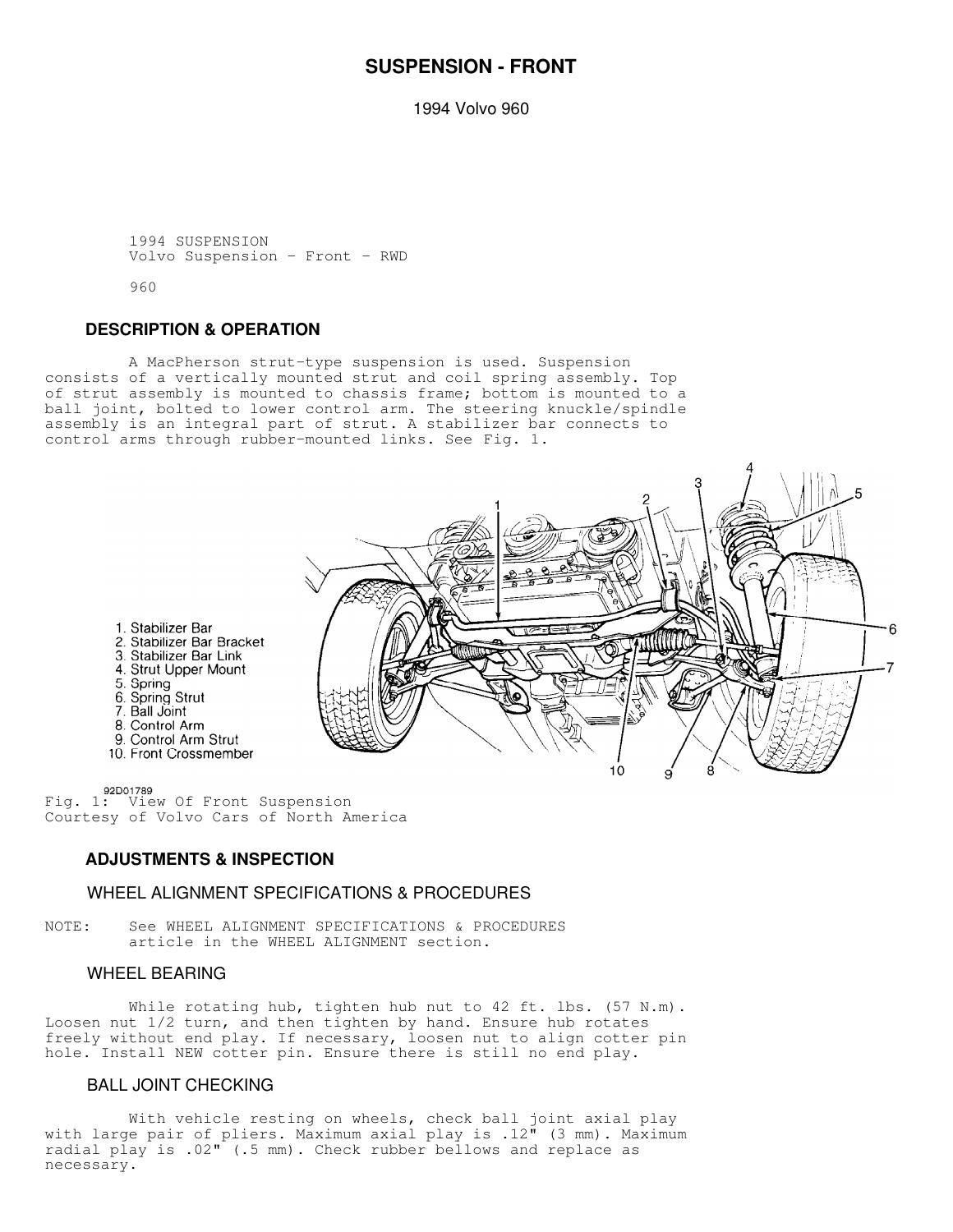# SUSPENSION - FRONT

1994 Volvo 960

1994 SUSPENSION
Volvo Suspension - Front - RWD

960

## DESCRIPTION & OPERATION

A MacPherson strut-type suspension is used. Suspension consists of a vertically mounted strut and coil spring assembly. Top of strut assembly is mounted to chassis frame; bottom is mounted to a ball joint, bolted to lower control arm. The steering knuckle/spindle assembly is an integral part of strut. A stabilizer bar connects to control arms through rubber-mounted links. See Fig. 1.

1. Stabilizer Bar
2. Stabilizer Bar Bracket
3. Stabilizer Bar Link
4. Strut Upper Mount
5. Spring
6. Spring Strut
7. Ball Joint
8. Control Arm
9. Control Arm Strut
10. Front Crossmember

92D01789

Fig. 1: View Of Front Suspension
Courtesy of Volvo Cars of North America

## ADJUSTMENTS & INSPECTION

### WHEEL ALIGNMENT SPECIFICATIONS & PROCEDURES

NOTE: See WHEEL ALIGNMENT SPECIFICATIONS & PROCEDURES article in the WHEEL ALIGNMENT section.

### WHEEL BEARING

While rotating hub, tighten hub nut to 42 ft. lbs. (57 N.m). Loosen nut 1/2 turn, and then tighten by hand. Ensure hub rotates freely without end play. If necessary, loosen nut to align cotter pin hole. Install NEW cotter pin. Ensure there is still no end play.

### BALL JOINT CHECKING

With vehicle resting on wheels, check ball joint axial play with large pair of pliers. Maximum axial play is .12" (3 mm). Maximum radial play is .02" (.5 mm). Check rubber bellows and replace as necessary.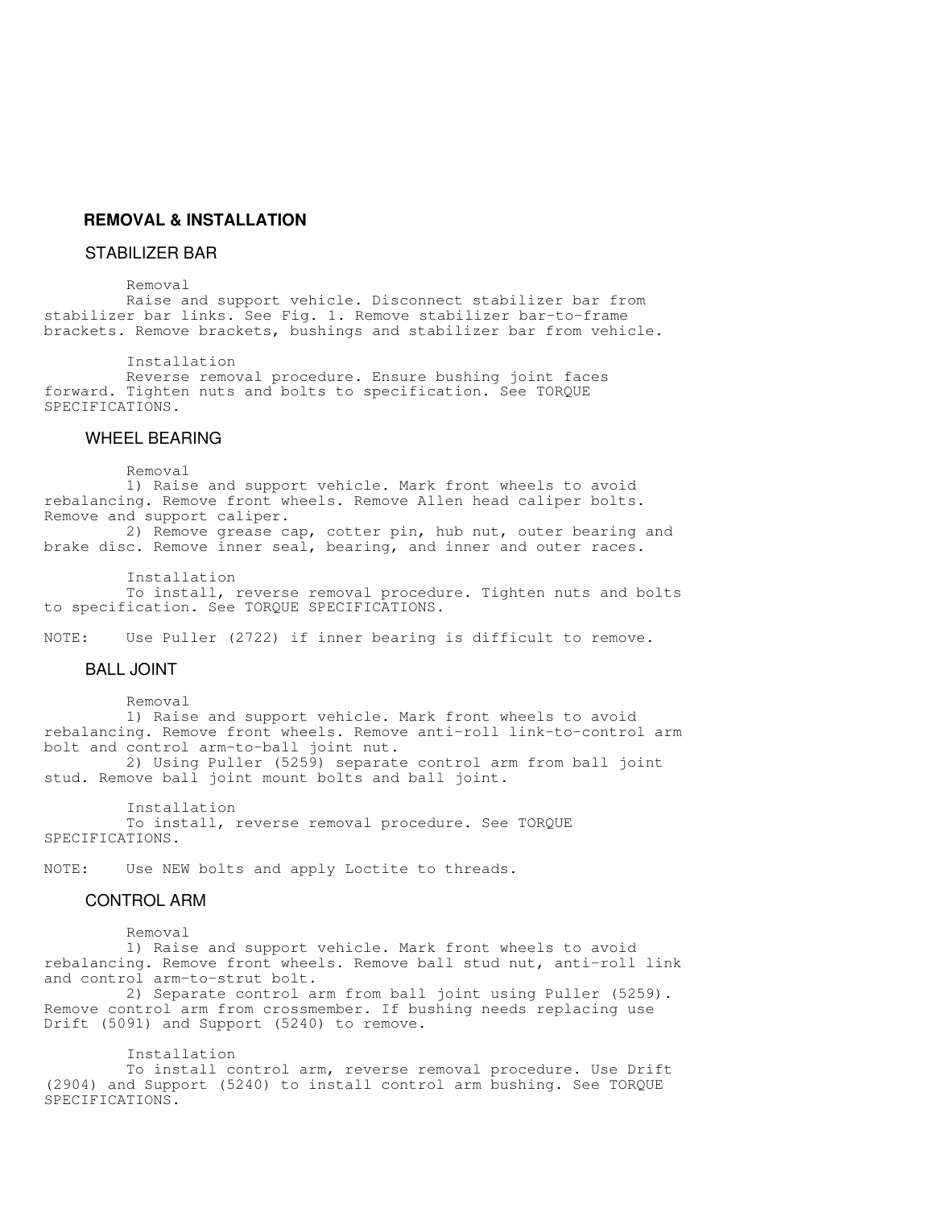## REMOVAL & INSTALLATION

### STABILIZER BAR

Removal

Raise and support vehicle. Disconnect stabilizer bar from stabilizer bar links. See Fig. 1. Remove stabilizer bar-to-frame brackets. Remove brackets, bushings and stabilizer bar from vehicle.

Installation

Reverse removal procedure. Ensure bushing joint faces forward. Tighten nuts and bolts to specification. See TORQUE SPECIFICATIONS.

### WHEEL BEARING

Removal

1) Raise and support vehicle. Mark front wheels to avoid rebalancing. Remove front wheels. Remove Allen head caliper bolts. Remove and support caliper.

2) Remove grease cap, cotter pin, hub nut, outer bearing and brake disc. Remove inner seal, bearing, and inner and outer races.

Installation

To install, reverse removal procedure. Tighten nuts and bolts to specification. See TORQUE SPECIFICATIONS.

NOTE: Use Puller (2722) if inner bearing is difficult to remove.

### BALL JOINT

Removal

1) Raise and support vehicle. Mark front wheels to avoid rebalancing. Remove front wheels. Remove anti-roll link-to-control arm bolt and control arm-to-ball joint nut.

2) Using Puller (5259) separate control arm from ball joint stud. Remove ball joint mount bolts and ball joint.

Installation

To install, reverse removal procedure. See TORQUE SPECIFICATIONS.

NOTE: Use NEW bolts and apply Loctite to threads.

### CONTROL ARM

Removal

1) Raise and support vehicle. Mark front wheels to avoid rebalancing. Remove front wheels. Remove ball stud nut, anti-roll link and control arm-to-strut bolt.

2) Separate control arm from ball joint using Puller (5259). Remove control arm from crossmember. If bushing needs replacing use Drift (5091) and Support (5240) to remove.

Installation

To install control arm, reverse removal procedure. Use Drift (2904) and Support (5240) to install control arm bushing. See TORQUE SPECIFICATIONS.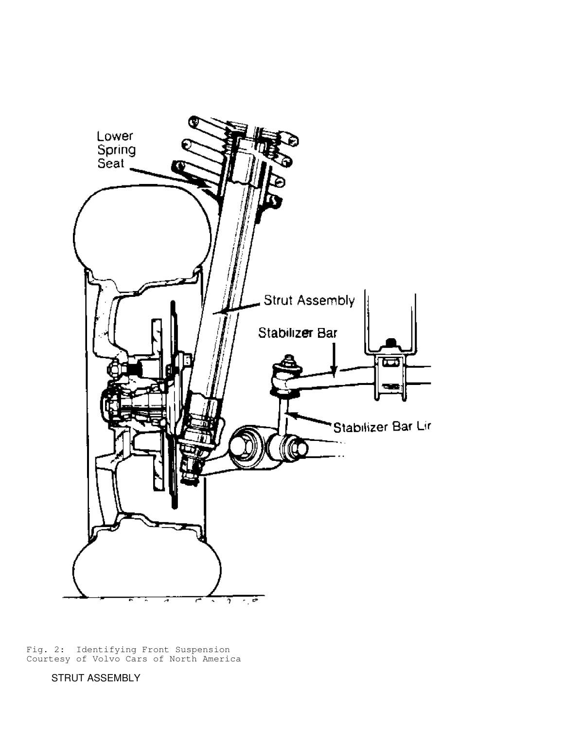Fig. 2: Identifying Front Suspension
Courtesy of Volvo Cars of North America

STRUT ASSEMBLY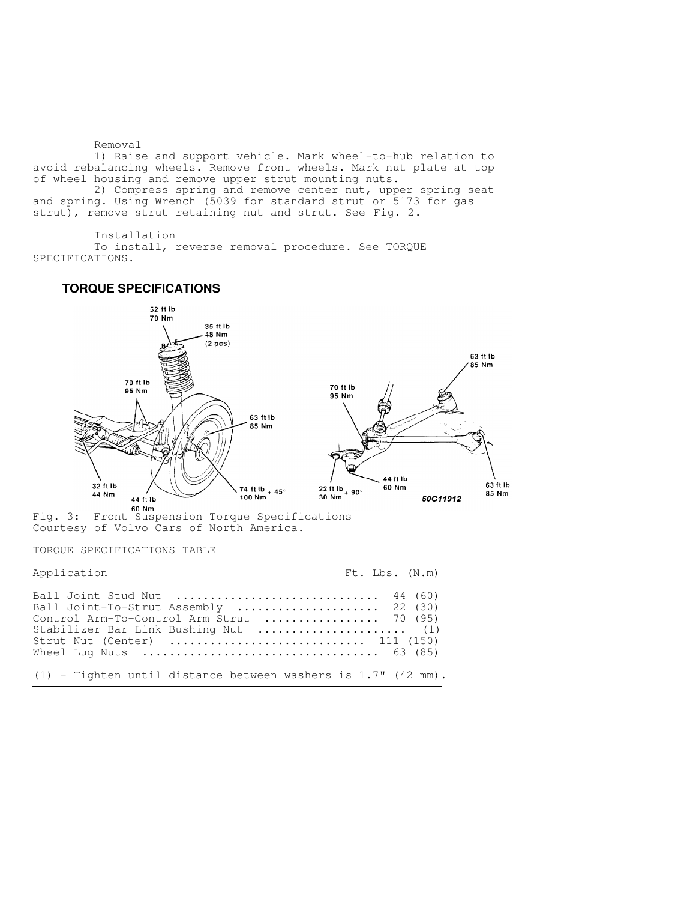Removal

1) Raise and support vehicle. Mark wheel-to-hub relation to avoid rebalancing wheels. Remove front wheels. Mark nut plate at top of wheel housing and remove upper strut mounting nuts.

2) Compress spring and remove center nut, upper spring seat and spring. Using Wrench (5039 for standard strut or 5173 for gas strut), remove strut retaining nut and strut. See Fig. 2.

Installation

To install, reverse removal procedure. See TORQUE SPECIFICATIONS.

## TORQUE SPECIFICATIONS

52 ft lb
70 Nm

35 ft lb
48 Nm
(2 pcs)

70 ft lb
95 Nm

63 ft lb
85 Nm

32 ft lb
44 Nm

44 ft lb
60 Nm

74 ft lb + 45°
100 Nm

70 ft lb
95 Nm

63 ft lb
85 Nm

22 ft lb + 90°
30 Nm

44 ft lb
60 Nm

63 ft lb
85 Nm

50G11912

Fig. 3: Front Suspension Torque Specifications
Courtesy of Volvo Cars of North America.

TORQUE SPECIFICATIONS TABLE

| Application | Ft. Lbs. (N.m) |
| --- | --- |
| Ball Joint Stud Nut | 44 (60) |
| Ball Joint-To-Strut Assembly | 22 (30) |
| Control Arm-To-Control Arm Strut | 70 (95) |
| Stabilizer Bar Link Bushing Nut | (1) |
| Strut Nut (Center) | 111 (150) |
| Wheel Lug Nuts | 63 (85) |

(1) - Tighten until distance between washers is 1.7" (42 mm).